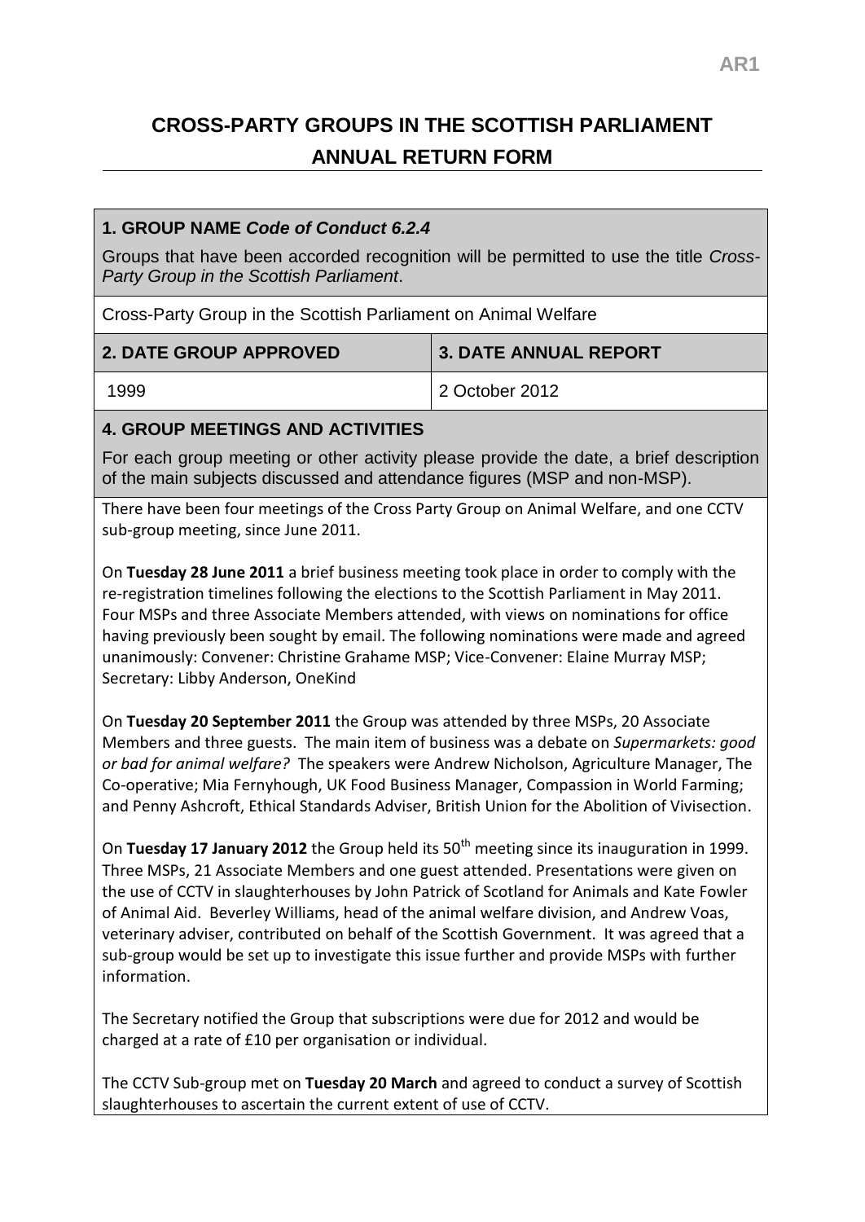AR1

# CROSS-PARTY GROUPS IN THE SCOTTISH PARLIAMENT
## ANNUAL RETURN FORM

### 1. GROUP NAME *Code of Conduct 6.2.4*

Groups that have been accorded recognition will be permitted to use the title *Cross-Party Group in the Scottish Parliament*.

Cross-Party Group in the Scottish Parliament on Animal Welfare

| 2. DATE GROUP APPROVED | 3. DATE ANNUAL REPORT |
|---|---|
| 1999 | 2 October 2012 |

### 4. GROUP MEETINGS AND ACTIVITIES

For each group meeting or other activity please provide the date, a brief description of the main subjects discussed and attendance figures (MSP and non-MSP).

There have been four meetings of the Cross Party Group on Animal Welfare, and one CCTV sub-group meeting, since June 2011.

On **Tuesday 28 June 2011** a brief business meeting took place in order to comply with the re-registration timelines following the elections to the Scottish Parliament in May 2011. Four MSPs and three Associate Members attended, with views on nominations for office having previously been sought by email. The following nominations were made and agreed unanimously: Convener: Christine Grahame MSP; Vice-Convener: Elaine Murray MSP; Secretary: Libby Anderson, OneKind

On **Tuesday 20 September 2011** the Group was attended by three MSPs, 20 Associate Members and three guests. The main item of business was a debate on *Supermarkets: good or bad for animal welfare?* The speakers were Andrew Nicholson, Agriculture Manager, The Co-operative; Mia Fernyhough, UK Food Business Manager, Compassion in World Farming; and Penny Ashcroft, Ethical Standards Adviser, British Union for the Abolition of Vivisection.

On **Tuesday 17 January 2012** the Group held its 50th meeting since its inauguration in 1999. Three MSPs, 21 Associate Members and one guest attended. Presentations were given on the use of CCTV in slaughterhouses by John Patrick of Scotland for Animals and Kate Fowler of Animal Aid. Beverley Williams, head of the animal welfare division, and Andrew Voas, veterinary adviser, contributed on behalf of the Scottish Government. It was agreed that a sub-group would be set up to investigate this issue further and provide MSPs with further information.

The Secretary notified the Group that subscriptions were due for 2012 and would be charged at a rate of £10 per organisation or individual.

The CCTV Sub-group met on **Tuesday 20 March** and agreed to conduct a survey of Scottish slaughterhouses to ascertain the current extent of use of CCTV.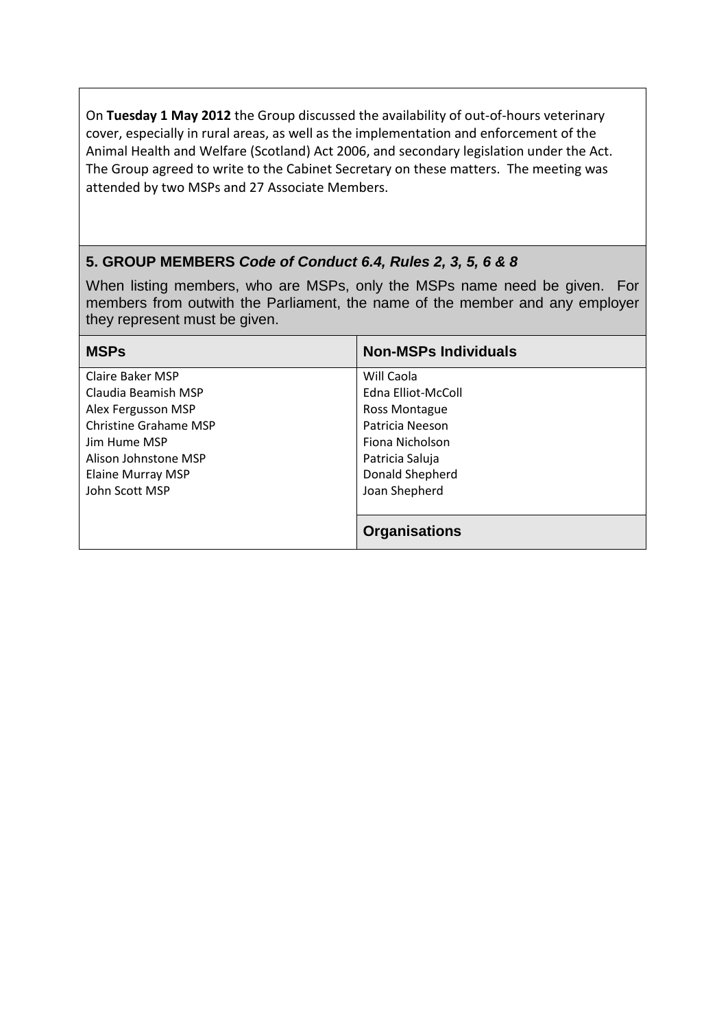On **Tuesday 1 May 2012** the Group discussed the availability of out-of-hours veterinary cover, especially in rural areas, as well as the implementation and enforcement of the Animal Health and Welfare (Scotland) Act 2006, and secondary legislation under the Act. The Group agreed to write to the Cabinet Secretary on these matters. The meeting was attended by two MSPs and 27 Associate Members.

## 5. GROUP MEMBERS *Code of Conduct 6.4, Rules 2, 3, 5, 6 & 8*

When listing members, who are MSPs, only the MSPs name need be given. For members from outwith the Parliament, the name of the member and any employer they represent must be given.

| MSPs | Non-MSPs Individuals |
|---|---|
| Claire Baker MSP | Will Caola |
| Claudia Beamish MSP | Edna Elliot-McColl |
| Alex Fergusson MSP | Ross Montague |
| Christine Grahame MSP | Patricia Neeson |
| Jim Hume MSP | Fiona Nicholson |
| Alison Johnstone MSP | Patricia Saluja |
| Elaine Murray MSP | Donald Shepherd |
| John Scott MSP | Joan Shepherd |
| | **Organisations** |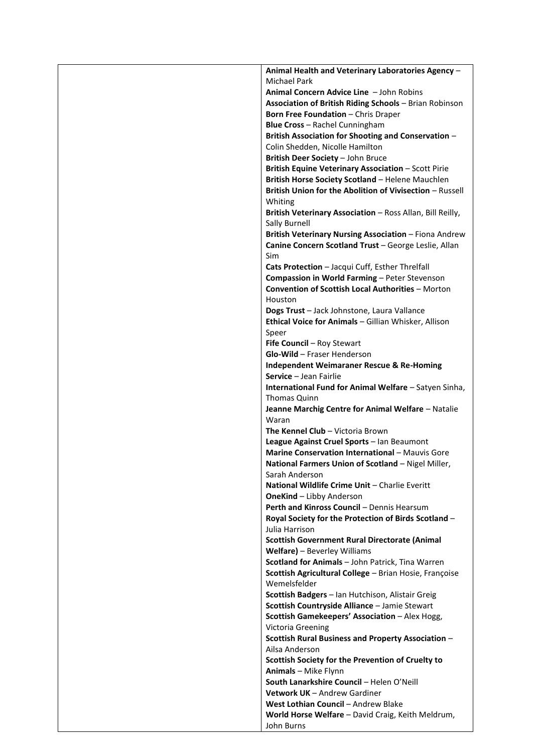| | |
|---|---|
| | **Animal Health and Veterinary Laboratories Agency** – Michael Park<br>**Animal Concern Advice Line** – John Robins<br>**Association of British Riding Schools** – Brian Robinson<br>**Born Free Foundation** – Chris Draper<br>**Blue Cross** – Rachel Cunningham<br>**British Association for Shooting and Conservation** – Colin Shedden, Nicolle Hamilton<br>**British Deer Society** – John Bruce<br>**British Equine Veterinary Association** – Scott Pirie<br>**British Horse Society Scotland** – Helene Mauchlen<br>**British Union for the Abolition of Vivisection** – Russell Whiting<br>**British Veterinary Association** – Ross Allan, Bill Reilly, Sally Burnell<br>**British Veterinary Nursing Association** – Fiona Andrew<br>**Canine Concern Scotland Trust** – George Leslie, Allan Sim<br>**Cats Protection** – Jacqui Cuff, Esther Threlfall<br>**Compassion in World Farming** – Peter Stevenson<br>**Convention of Scottish Local Authorities** – Morton Houston<br>**Dogs Trust** – Jack Johnstone, Laura Vallance<br>**Ethical Voice for Animals** – Gillian Whisker, Allison Speer<br>**Fife Council** – Roy Stewart<br>**Glo-Wild** – Fraser Henderson<br>**Independent Weimaraner Rescue & Re-Homing Service** – Jean Fairlie<br>**International Fund for Animal Welfare** – Satyen Sinha, Thomas Quinn<br>**Jeanne Marchig Centre for Animal Welfare** – Natalie Waran<br>**The Kennel Club** – Victoria Brown<br>**League Against Cruel Sports** – Ian Beaumont<br>**Marine Conservation International** – Mauvis Gore<br>**National Farmers Union of Scotland** – Nigel Miller, Sarah Anderson<br>**National Wildlife Crime Unit** – Charlie Everitt<br>**OneKind** – Libby Anderson<br>**Perth and Kinross Council** – Dennis Hearsum<br>**Royal Society for the Protection of Birds Scotland** – Julia Harrison<br>**Scottish Government Rural Directorate (Animal Welfare)** – Beverley Williams<br>**Scotland for Animals** – John Patrick, Tina Warren<br>**Scottish Agricultural College** – Brian Hosie, Françoise Wemelsfelder<br>**Scottish Badgers** – Ian Hutchison, Alistair Greig<br>**Scottish Countryside Alliance** – Jamie Stewart<br>**Scottish Gamekeepers' Association** – Alex Hogg, Victoria Greening<br>**Scottish Rural Business and Property Association** – Ailsa Anderson<br>**Scottish Society for the Prevention of Cruelty to Animals** – Mike Flynn<br>**South Lanarkshire Council** – Helen O'Neill<br>**Vetwork UK** – Andrew Gardiner<br>**West Lothian Council** – Andrew Blake<br>**World Horse Welfare** – David Craig, Keith Meldrum, John Burns |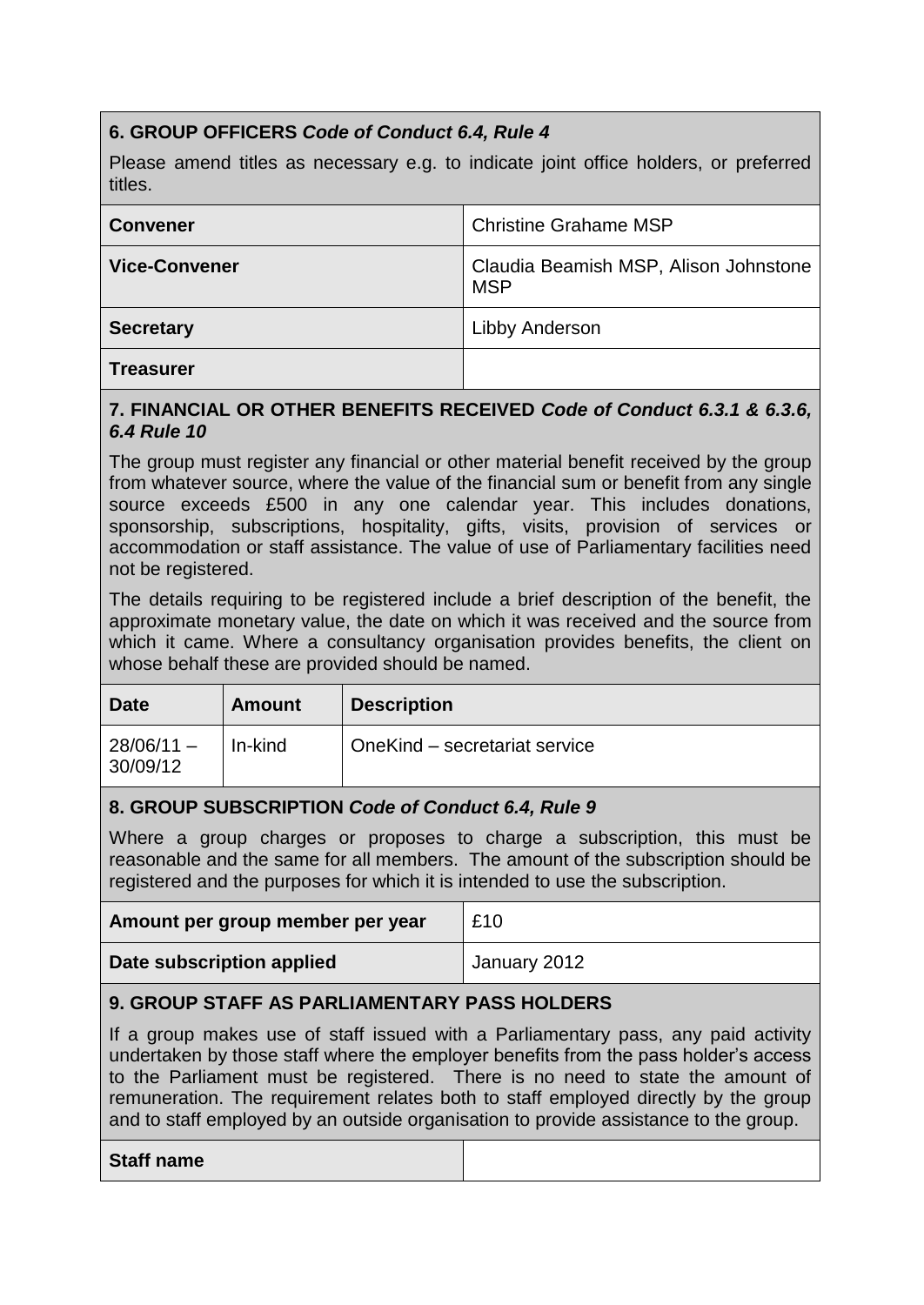## 6. GROUP OFFICERS *Code of Conduct 6.4, Rule 4*

Please amend titles as necessary e.g. to indicate joint office holders, or preferred titles.

| | |
|---|---|
| **Convener** | Christine Grahame MSP |
| **Vice-Convener** | Claudia Beamish MSP, Alison Johnstone MSP |
| **Secretary** | Libby Anderson |
| **Treasurer** | |

## 7. FINANCIAL OR OTHER BENEFITS RECEIVED *Code of Conduct 6.3.1 & 6.3.6, 6.4 Rule 10*

The group must register any financial or other material benefit received by the group from whatever source, where the value of the financial sum or benefit from any single source exceeds £500 in any one calendar year. This includes donations, sponsorship, subscriptions, hospitality, gifts, visits, provision of services or accommodation or staff assistance. The value of use of Parliamentary facilities need not be registered.

The details requiring to be registered include a brief description of the benefit, the approximate monetary value, the date on which it was received and the source from which it came. Where a consultancy organisation provides benefits, the client on whose behalf these are provided should be named.

| Date | Amount | Description |
|---|---|---|
| 28/06/11 – 30/09/12 | In-kind | OneKind – secretariat service |

## 8. GROUP SUBSCRIPTION *Code of Conduct 6.4, Rule 9*

Where a group charges or proposes to charge a subscription, this must be reasonable and the same for all members. The amount of the subscription should be registered and the purposes for which it is intended to use the subscription.

| | |
|---|---|
| **Amount per group member per year** | £10 |
| **Date subscription applied** | January 2012 |

## 9. GROUP STAFF AS PARLIAMENTARY PASS HOLDERS

If a group makes use of staff issued with a Parliamentary pass, any paid activity undertaken by those staff where the employer benefits from the pass holder's access to the Parliament must be registered. There is no need to state the amount of remuneration. The requirement relates both to staff employed directly by the group and to staff employed by an outside organisation to provide assistance to the group.

| | |
|---|---|
| **Staff name** | |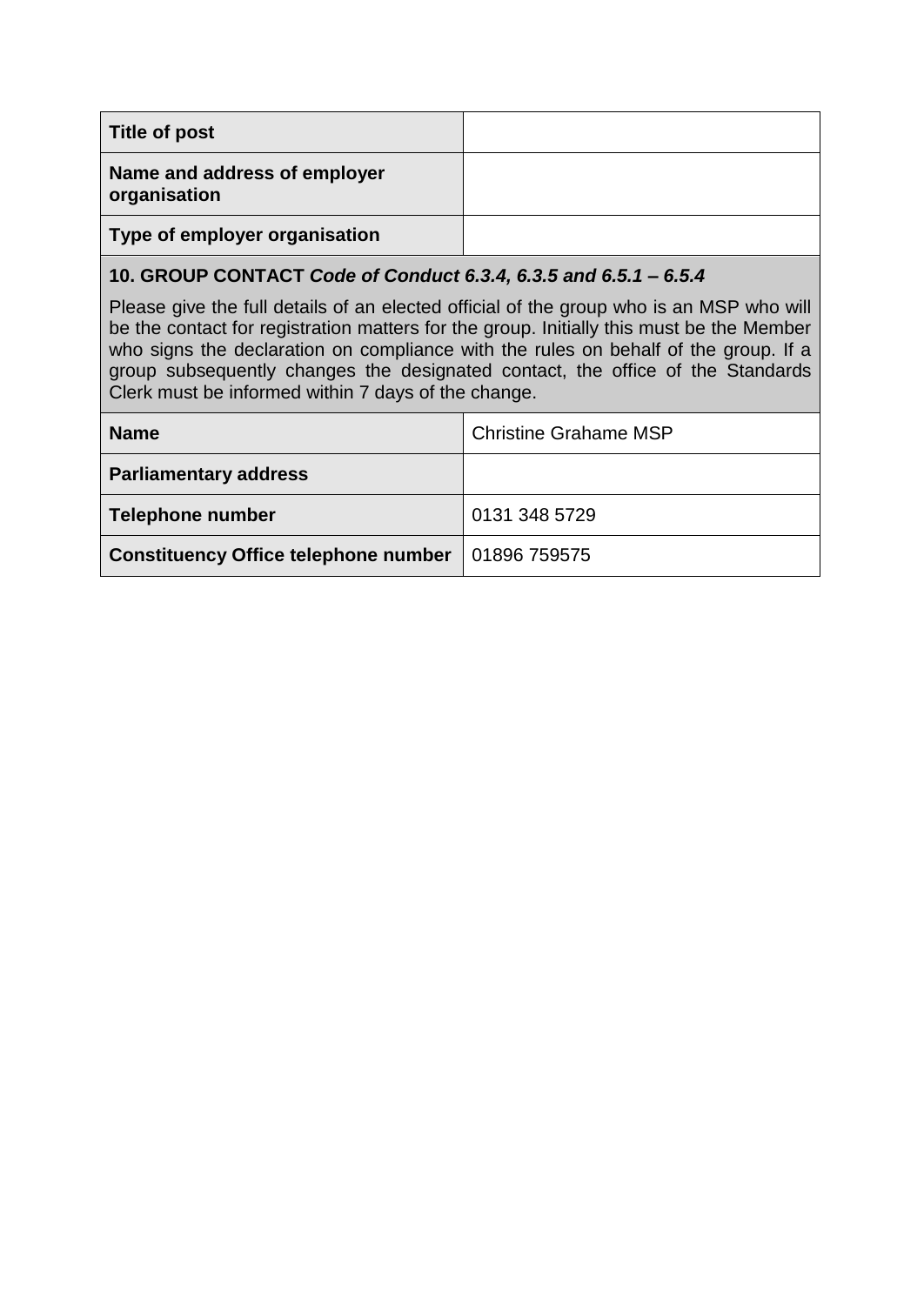| | |
|---|---|
| **Title of post** | |
| **Name and address of employer organisation** | |
| **Type of employer organisation** | |

### 10. GROUP CONTACT *Code of Conduct 6.3.4, 6.3.5 and 6.5.1 – 6.5.4*

Please give the full details of an elected official of the group who is an MSP who will be the contact for registration matters for the group. Initially this must be the Member who signs the declaration on compliance with the rules on behalf of the group. If a group subsequently changes the designated contact, the office of the Standards Clerk must be informed within 7 days of the change.

| | |
|---|---|
| **Name** | Christine Grahame MSP |
| **Parliamentary address** | |
| **Telephone number** | 0131 348 5729 |
| **Constituency Office telephone number** | 01896 759575 |